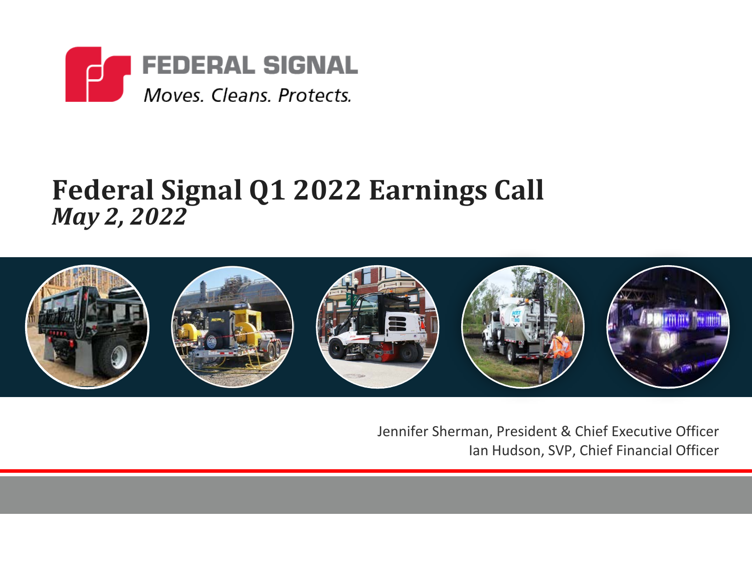FEDERAL SIGNAL

*Moves. Cleans. Protects.*

# Federal Signal Q1 2022 Earnings Call
***May 2, 2022***

Jennifer Sherman, President & Chief Executive Officer
Ian Hudson, SVP, Chief Financial Officer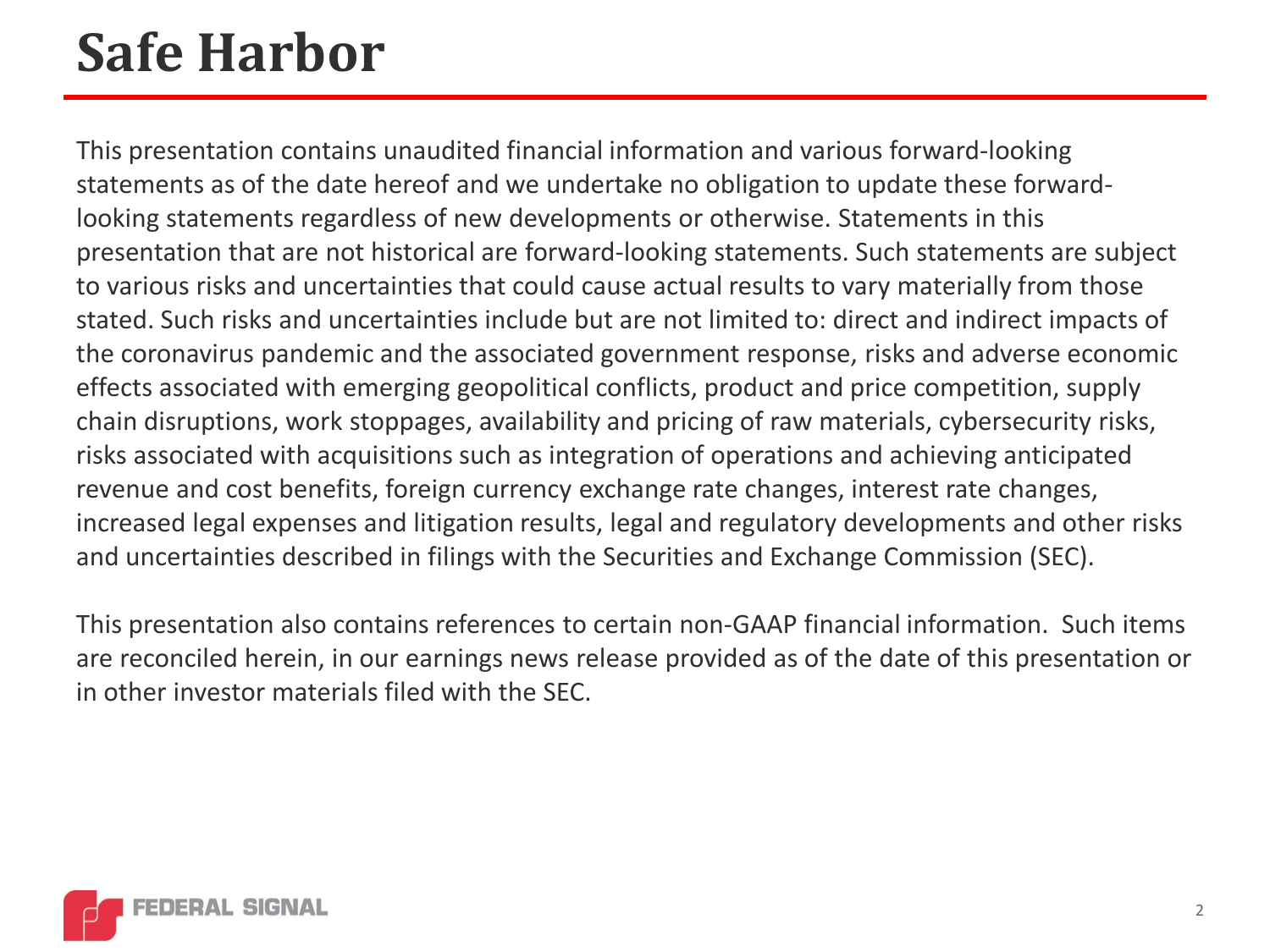# Safe Harbor

This presentation contains unaudited financial information and various forward-looking statements as of the date hereof and we undertake no obligation to update these forward-looking statements regardless of new developments or otherwise. Statements in this presentation that are not historical are forward-looking statements. Such statements are subject to various risks and uncertainties that could cause actual results to vary materially from those stated. Such risks and uncertainties include but are not limited to: direct and indirect impacts of the coronavirus pandemic and the associated government response, risks and adverse economic effects associated with emerging geopolitical conflicts, product and price competition, supply chain disruptions, work stoppages, availability and pricing of raw materials, cybersecurity risks, risks associated with acquisitions such as integration of operations and achieving anticipated revenue and cost benefits, foreign currency exchange rate changes, interest rate changes, increased legal expenses and litigation results, legal and regulatory developments and other risks and uncertainties described in filings with the Securities and Exchange Commission (SEC).

This presentation also contains references to certain non-GAAP financial information. Such items are reconciled herein, in our earnings news release provided as of the date of this presentation or in other investor materials filed with the SEC.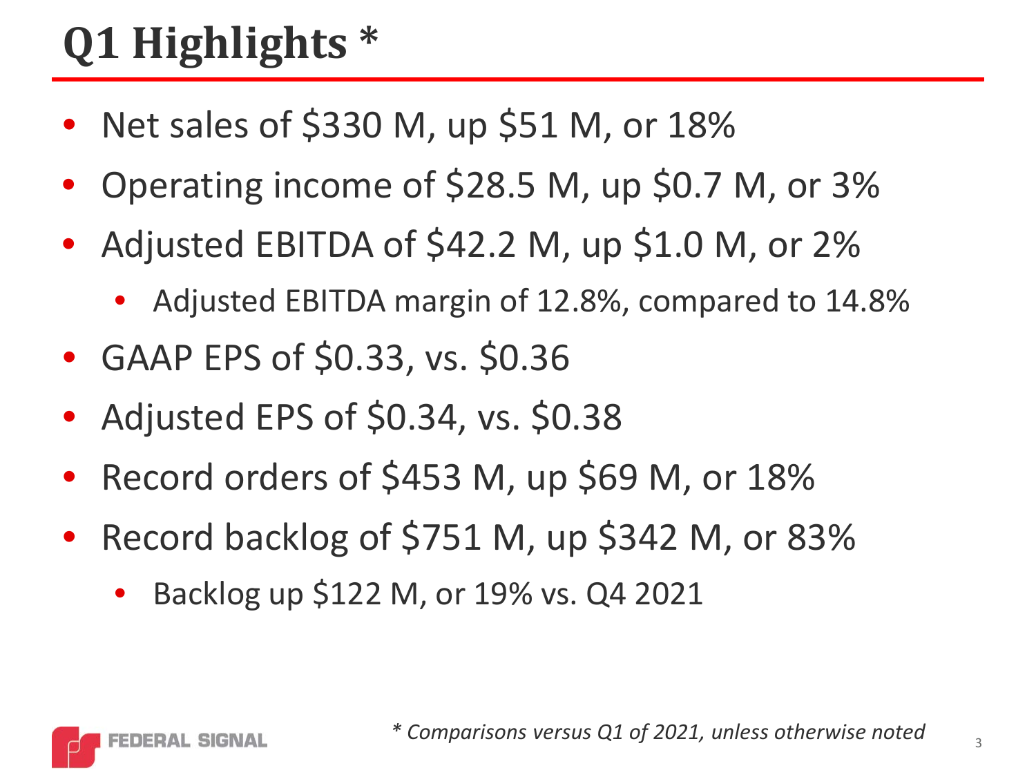# Q1 Highlights *

- Net sales of $330 M, up $51 M, or 18%
- Operating income of $28.5 M, up $0.7 M, or 3%
- Adjusted EBITDA of $42.2 M, up $1.0 M, or 2%
  - Adjusted EBITDA margin of 12.8%, compared to 14.8%
- GAAP EPS of $0.33, vs. $0.36
- Adjusted EPS of $0.34, vs. $0.38
- Record orders of $453 M, up $69 M, or 18%
- Record backlog of $751 M, up $342 M, or 83%
  - Backlog up $122 M, or 19% vs. Q4 2021

*\* Comparisons versus Q1 of 2021, unless otherwise noted*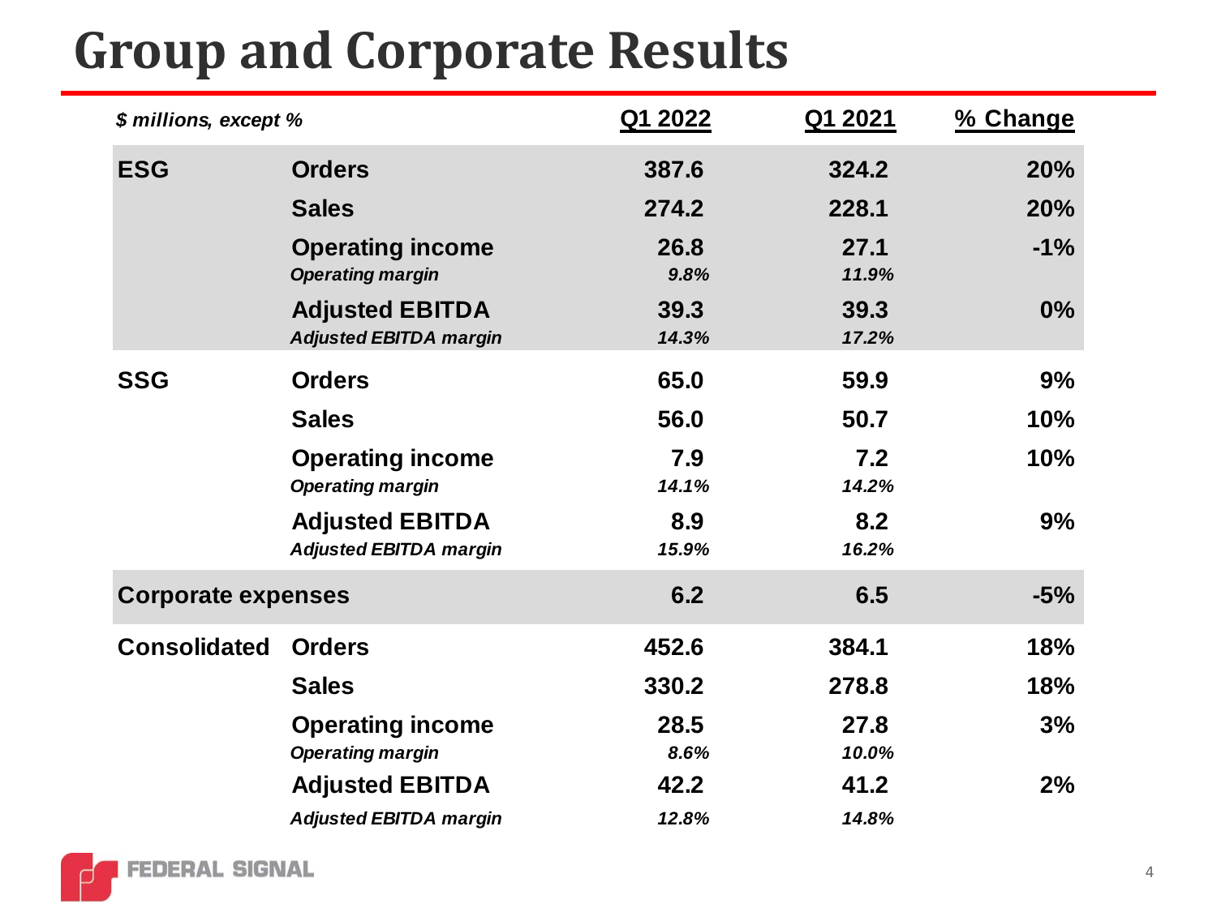# Group and Corporate Results

| *$ millions, except %* | | Q1 2022 | Q1 2021 | % Change |
|---|---|---|---|---|
| **ESG** | **Orders** | **387.6** | **324.2** | **20%** |
| | **Sales** | **274.2** | **228.1** | **20%** |
| | **Operating income** | **26.8** | **27.1** | **-1%** |
| | ***Operating margin*** | ***9.8%*** | ***11.9%*** | |
| | **Adjusted EBITDA** | **39.3** | **39.3** | **0%** |
| | ***Adjusted EBITDA margin*** | ***14.3%*** | ***17.2%*** | |
| **SSG** | **Orders** | **65.0** | **59.9** | **9%** |
| | **Sales** | **56.0** | **50.7** | **10%** |
| | **Operating income** | **7.9** | **7.2** | **10%** |
| | ***Operating margin*** | ***14.1%*** | ***14.2%*** | |
| | **Adjusted EBITDA** | **8.9** | **8.2** | **9%** |
| | ***Adjusted EBITDA margin*** | ***15.9%*** | ***16.2%*** | |
| **Corporate expenses** | | **6.2** | **6.5** | **-5%** |
| **Consolidated** | **Orders** | **452.6** | **384.1** | **18%** |
| | **Sales** | **330.2** | **278.8** | **18%** |
| | **Operating income** | **28.5** | **27.8** | **3%** |
| | ***Operating margin*** | ***8.6%*** | ***10.0%*** | |
| | **Adjusted EBITDA** | **42.2** | **41.2** | **2%** |
| | ***Adjusted EBITDA margin*** | ***12.8%*** | ***14.8%*** | |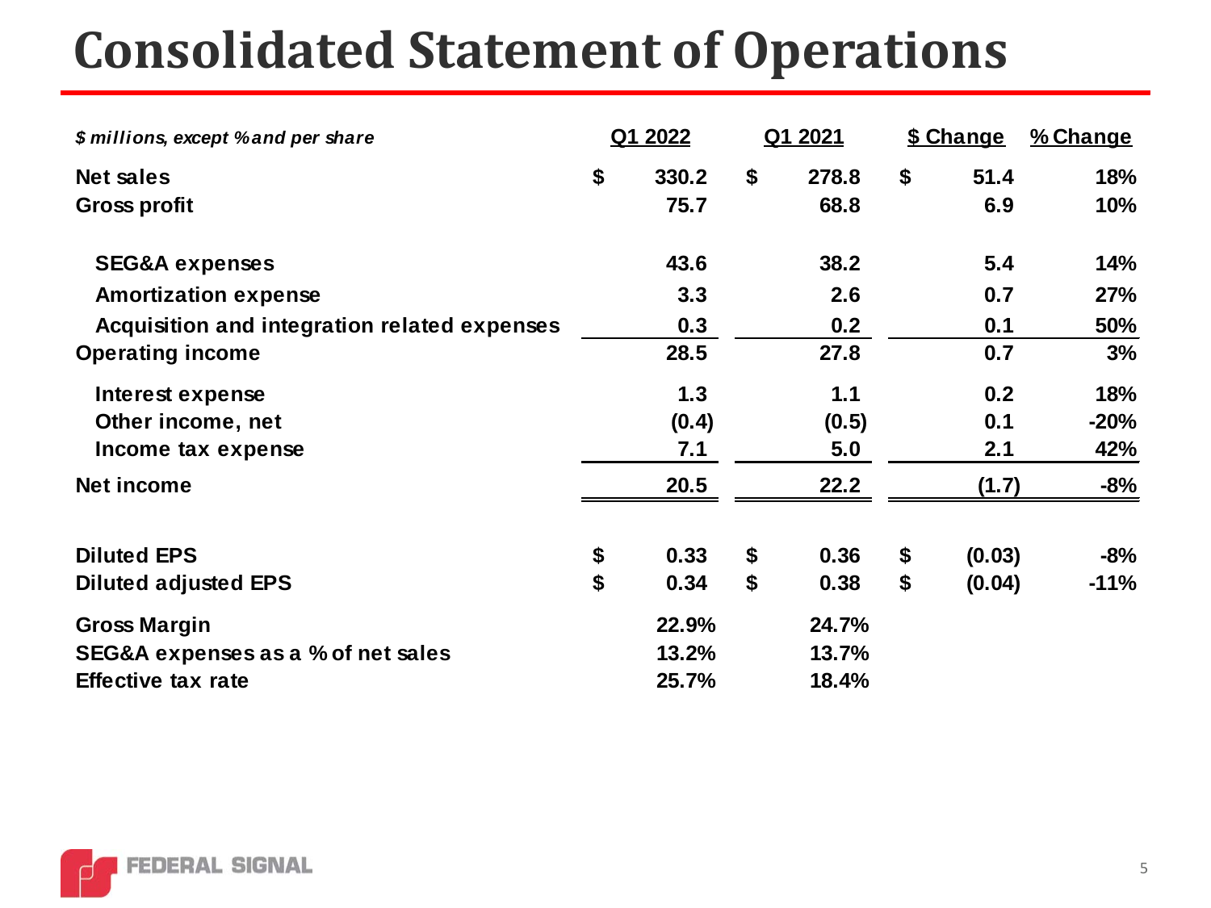# Consolidated Statement of Operations

| *$ millions, except % and per share* | Q1 2022 | Q1 2021 | $ Change | % Change |
|---|---|---|---|---|
| **Net sales** | $ 330.2 | $ 278.8 | $ 51.4 | 18% |
| **Gross profit** | 75.7 | 68.8 | 6.9 | 10% |
| SEG&A expenses | 43.6 | 38.2 | 5.4 | 14% |
| Amortization expense | 3.3 | 2.6 | 0.7 | 27% |
| Acquisition and integration related expenses | 0.3 | 0.2 | 0.1 | 50% |
| **Operating income** | 28.5 | 27.8 | 0.7 | 3% |
| Interest expense | 1.3 | 1.1 | 0.2 | 18% |
| Other income, net | (0.4) | (0.5) | 0.1 | -20% |
| Income tax expense | 7.1 | 5.0 | 2.1 | 42% |
| **Net income** | 20.5 | 22.2 | (1.7) | -8% |
| **Diluted EPS** | $ 0.33 | $ 0.36 | $ (0.03) | -8% |
| **Diluted adjusted EPS** | $ 0.34 | $ 0.38 | $ (0.04) | -11% |
| **Gross Margin** | 22.9% | 24.7% | | |
| **SEG&A expenses as a % of net sales** | 13.2% | 13.7% | | |
| **Effective tax rate** | 25.7% | 18.4% | | |

FEDERAL SIGNAL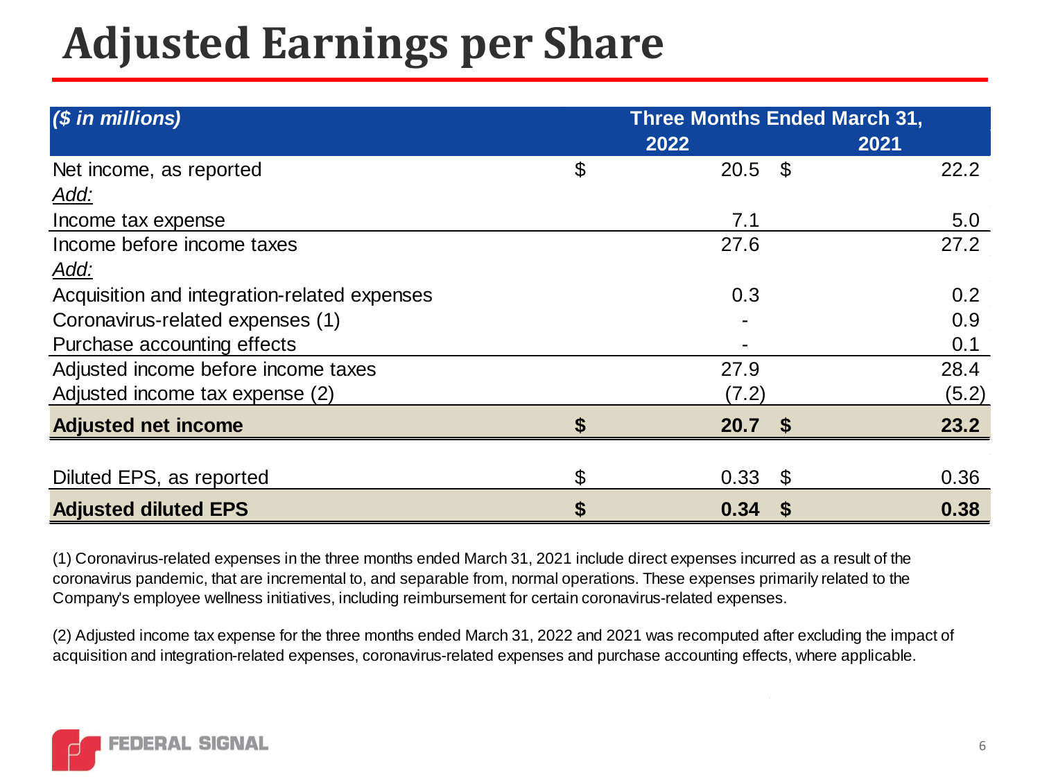# Adjusted Earnings per Share

| *($ in millions)* | Three Months Ended March 31, | |
|---|---|---|
| | 2022 | 2021 |
| Net income, as reported | $ 20.5 | $ 22.2 |
| *Add:* | | |
| Income tax expense | 7.1 | 5.0 |
| Income before income taxes | 27.6 | 27.2 |
| *Add:* | | |
| Acquisition and integration-related expenses | 0.3 | 0.2 |
| Coronavirus-related expenses (1) | - | 0.9 |
| Purchase accounting effects | - | 0.1 |
| Adjusted income before income taxes | 27.9 | 28.4 |
| Adjusted income tax expense (2) | (7.2) | (5.2) |
| **Adjusted net income** | **$ 20.7** | **$ 23.2** |
| | | |
| Diluted EPS, as reported | $ 0.33 | $ 0.36 |
| **Adjusted diluted EPS** | **$ 0.34** | **$ 0.38** |

(1) Coronavirus-related expenses in the three months ended March 31, 2021 include direct expenses incurred as a result of the coronavirus pandemic, that are incremental to, and separable from, normal operations. These expenses primarily related to the Company's employee wellness initiatives, including reimbursement for certain coronavirus-related expenses.

(2) Adjusted income tax expense for the three months ended March 31, 2022 and 2021 was recomputed after excluding the impact of acquisition and integration-related expenses, coronavirus-related expenses and purchase accounting effects, where applicable.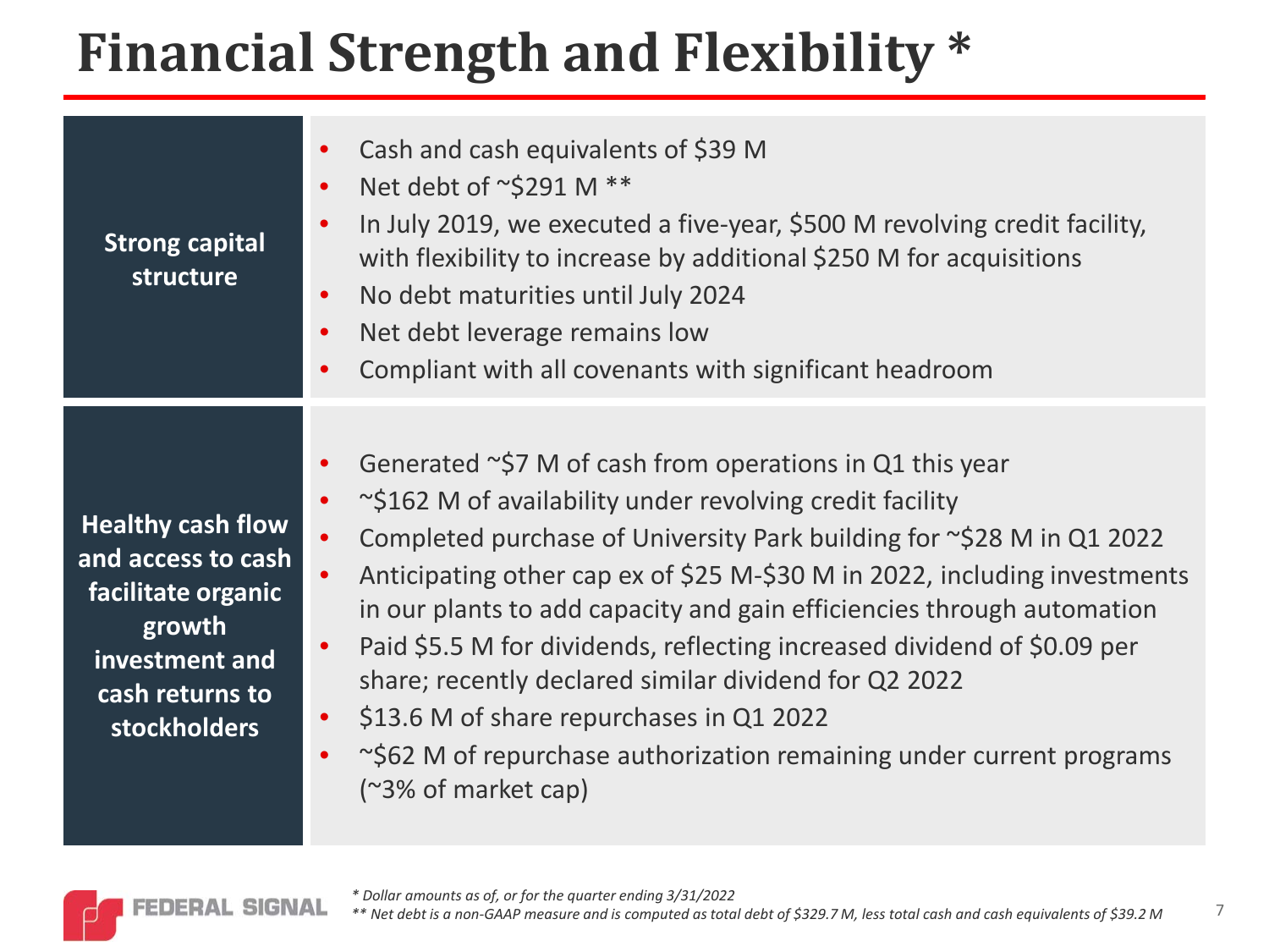# Financial Strength and Flexibility *

**Strong capital structure**

- Cash and cash equivalents of $39 M
- Net debt of ~$291 M **
- In July 2019, we executed a five-year, $500 M revolving credit facility, with flexibility to increase by additional $250 M for acquisitions
- No debt maturities until July 2024
- Net debt leverage remains low
- Compliant with all covenants with significant headroom

**Healthy cash flow and access to cash facilitate organic growth investment and cash returns to stockholders**

- Generated ~$7 M of cash from operations in Q1 this year
- ~$162 M of availability under revolving credit facility
- Completed purchase of University Park building for ~$28 M in Q1 2022
- Anticipating other cap ex of $25 M-$30 M in 2022, including investments in our plants to add capacity and gain efficiencies through automation
- Paid $5.5 M for dividends, reflecting increased dividend of $0.09 per share; recently declared similar dividend for Q2 2022
- $13.6 M of share repurchases in Q1 2022
- ~$62 M of repurchase authorization remaining under current programs (~3% of market cap)

*\* Dollar amounts as of, or for the quarter ending 3/31/2022*

*\*\* Net debt is a non-GAAP measure and is computed as total debt of $329.7 M, less total cash and cash equivalents of $39.2 M*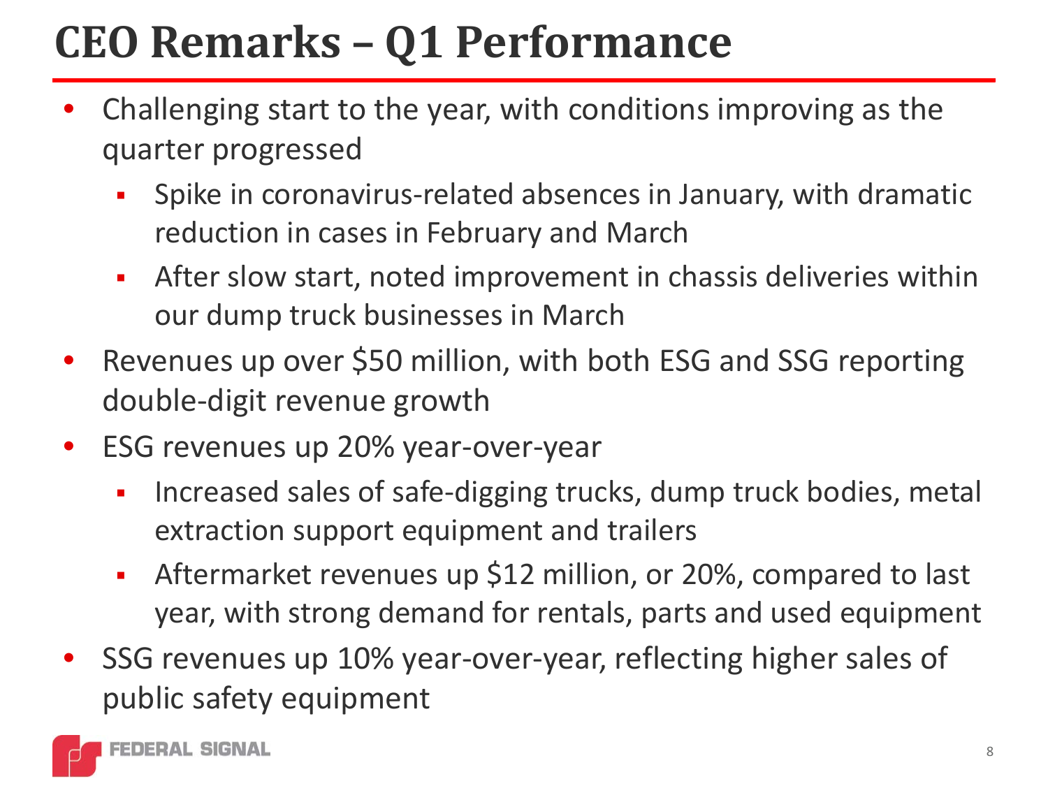# CEO Remarks – Q1 Performance

- Challenging start to the year, with conditions improving as the quarter progressed
  - Spike in coronavirus-related absences in January, with dramatic reduction in cases in February and March
  - After slow start, noted improvement in chassis deliveries within our dump truck businesses in March
- Revenues up over $50 million, with both ESG and SSG reporting double-digit revenue growth
- ESG revenues up 20% year-over-year
  - Increased sales of safe-digging trucks, dump truck bodies, metal extraction support equipment and trailers
  - Aftermarket revenues up $12 million, or 20%, compared to last year, with strong demand for rentals, parts and used equipment
- SSG revenues up 10% year-over-year, reflecting higher sales of public safety equipment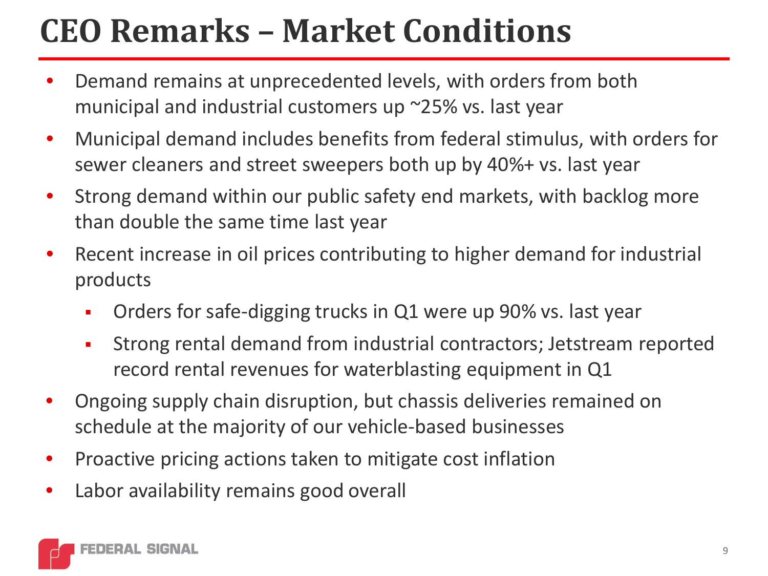# CEO Remarks – Market Conditions

- Demand remains at unprecedented levels, with orders from both municipal and industrial customers up ~25% vs. last year
- Municipal demand includes benefits from federal stimulus, with orders for sewer cleaners and street sweepers both up by 40%+ vs. last year
- Strong demand within our public safety end markets, with backlog more than double the same time last year
- Recent increase in oil prices contributing to higher demand for industrial products
  - Orders for safe-digging trucks in Q1 were up 90% vs. last year
  - Strong rental demand from industrial contractors; Jetstream reported record rental revenues for waterblasting equipment in Q1
- Ongoing supply chain disruption, but chassis deliveries remained on schedule at the majority of our vehicle-based businesses
- Proactive pricing actions taken to mitigate cost inflation
- Labor availability remains good overall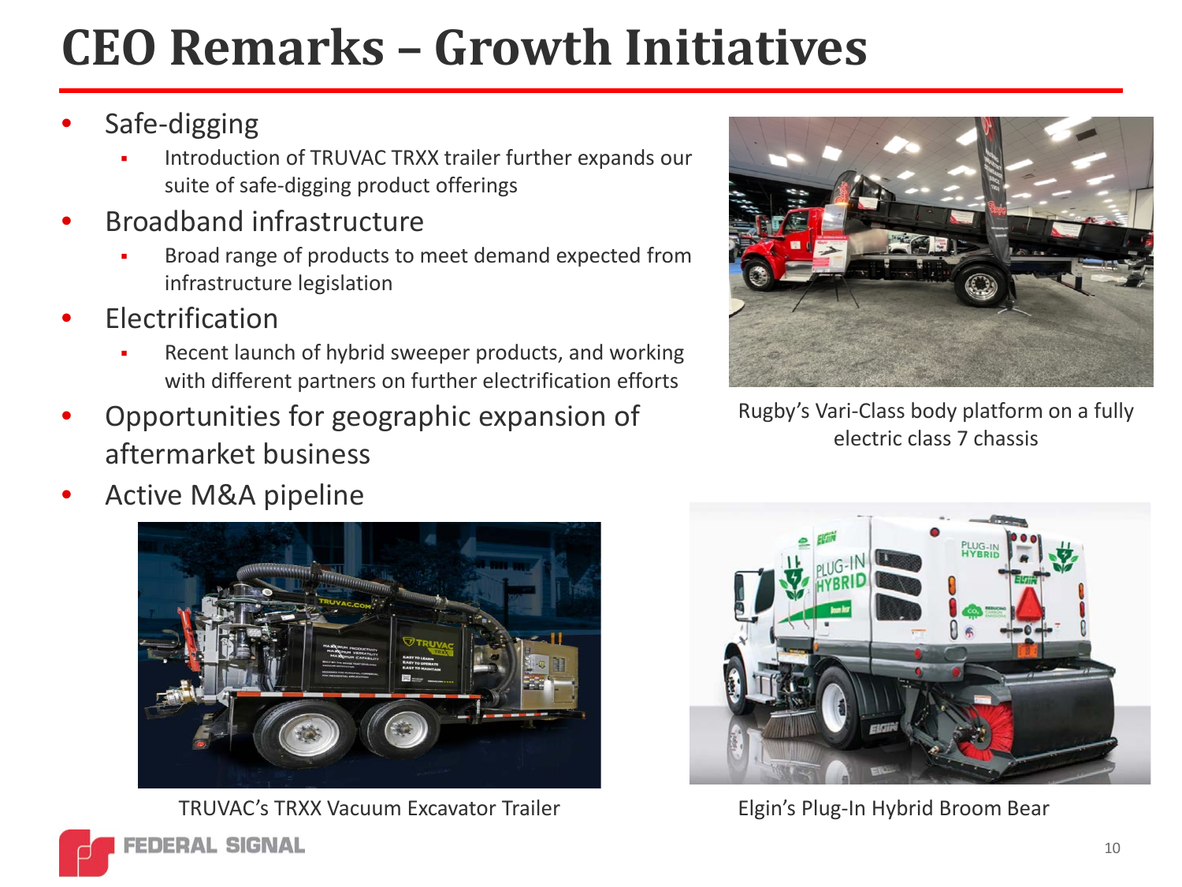# CEO Remarks – Growth Initiatives

- Safe-digging
  - Introduction of TRUVAC TRXX trailer further expands our suite of safe-digging product offerings
- Broadband infrastructure
  - Broad range of products to meet demand expected from infrastructure legislation
- Electrification
  - Recent launch of hybrid sweeper products, and working with different partners on further electrification efforts
- Opportunities for geographic expansion of aftermarket business
- Active M&A pipeline

Rugby's Vari-Class body platform on a fully electric class 7 chassis

TRUVAC's TRXX Vacuum Excavator Trailer

Elgin's Plug-In Hybrid Broom Bear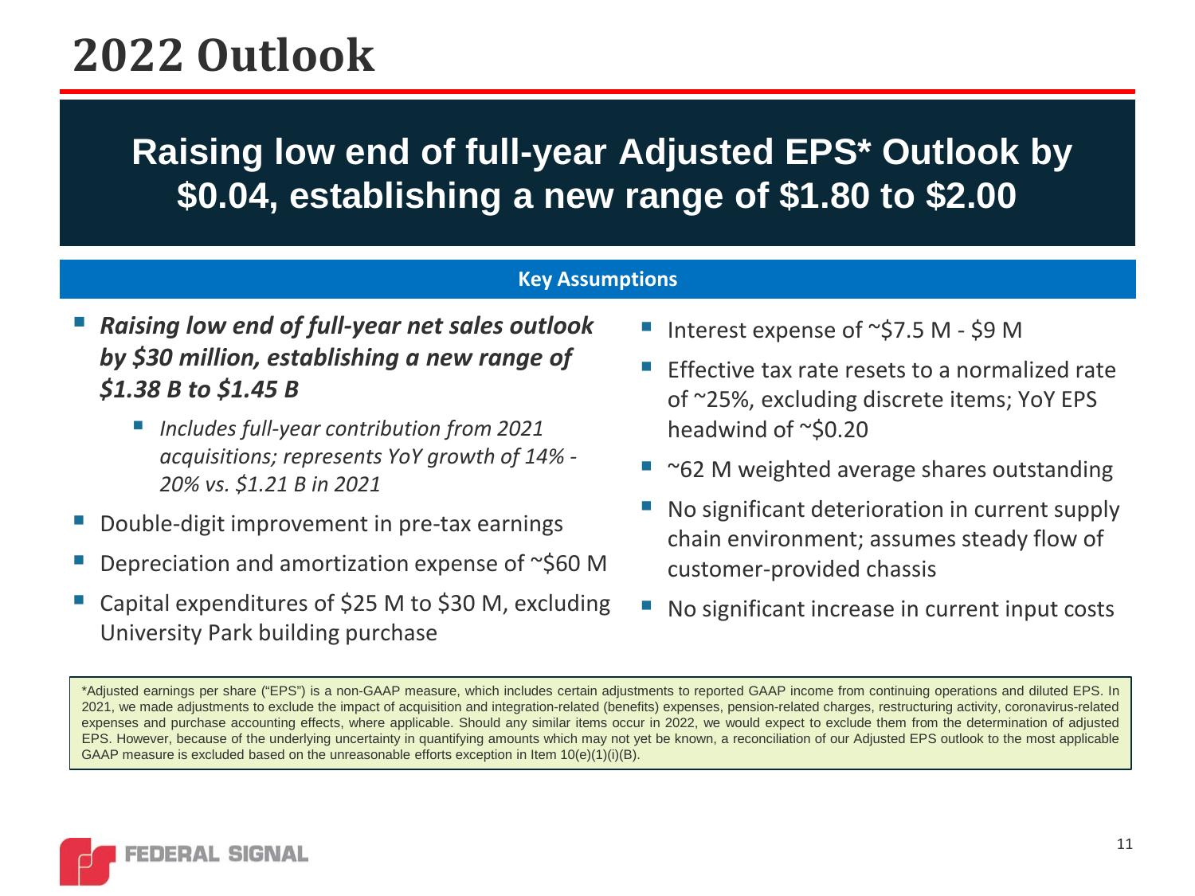# 2022 Outlook

## Raising low end of full-year Adjusted EPS* Outlook by $0.04, establishing a new range of $1.80 to $2.00

### Key Assumptions

- ***Raising low end of full-year net sales outlook by $30 million, establishing a new range of $1.38 B to $1.45 B***
  - *Includes full-year contribution from 2021 acquisitions; represents YoY growth of 14% - 20% vs. $1.21 B in 2021*
- Double-digit improvement in pre-tax earnings
- Depreciation and amortization expense of ~$60 M
- Capital expenditures of $25 M to $30 M, excluding University Park building purchase
- Interest expense of ~$7.5 M - $9 M
- Effective tax rate resets to a normalized rate of ~25%, excluding discrete items; YoY EPS headwind of ~$0.20
- ~62 M weighted average shares outstanding
- No significant deterioration in current supply chain environment; assumes steady flow of customer-provided chassis
- No significant increase in current input costs

*Adjusted earnings per share ("EPS") is a non-GAAP measure, which includes certain adjustments to reported GAAP income from continuing operations and diluted EPS. In 2021, we made adjustments to exclude the impact of acquisition and integration-related (benefits) expenses, pension-related charges, restructuring activity, coronavirus-related expenses and purchase accounting effects, where applicable. Should any similar items occur in 2022, we would expect to exclude them from the determination of adjusted EPS. However, because of the underlying uncertainty in quantifying amounts which may not yet be known, a reconciliation of our Adjusted EPS outlook to the most applicable GAAP measure is excluded based on the unreasonable efforts exception in Item 10(e)(1)(i)(B).

FEDERAL SIGNAL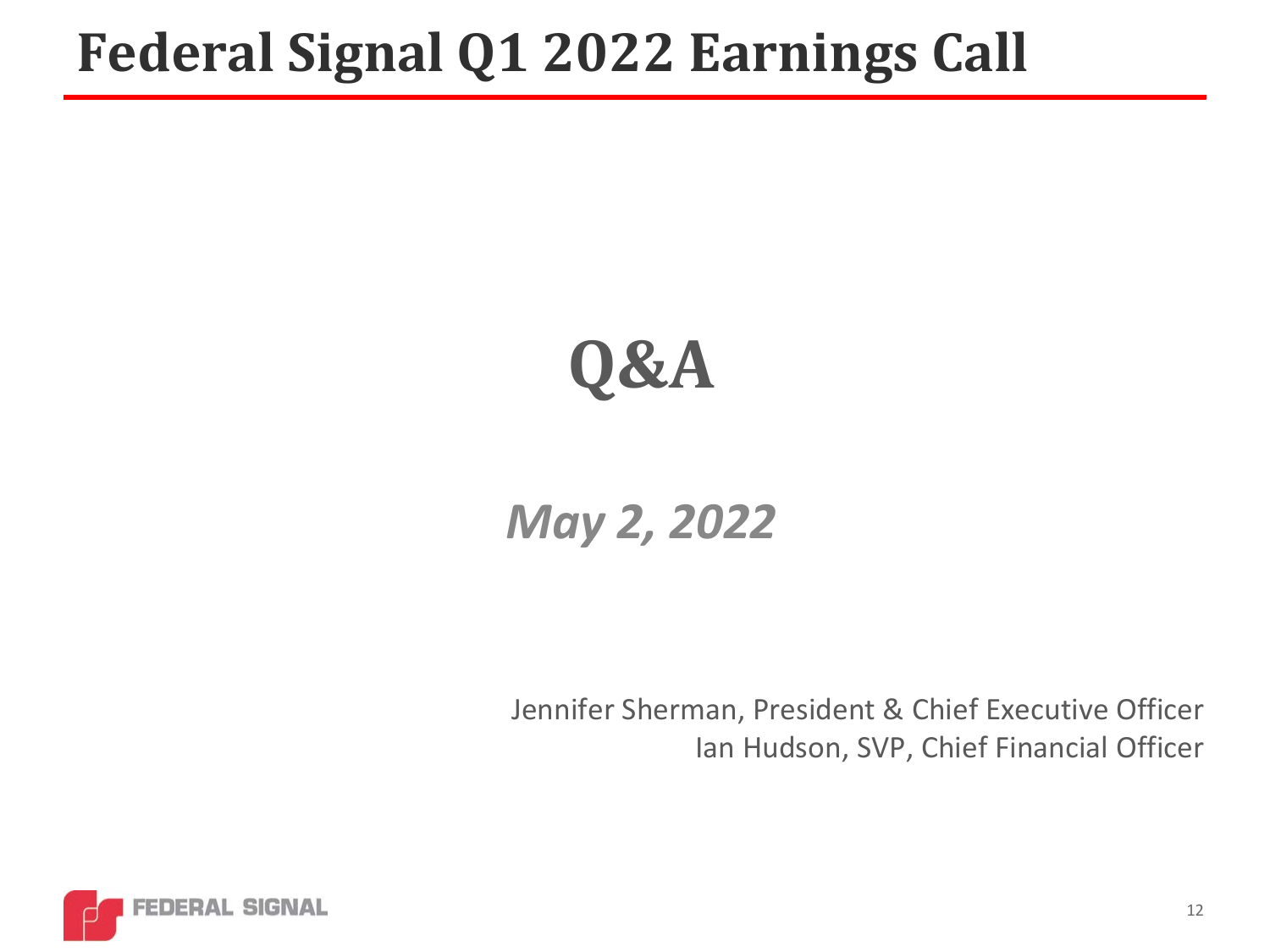# Federal Signal Q1 2022 Earnings Call

## Q&A

*May 2, 2022*

Jennifer Sherman, President & Chief Executive Officer
Ian Hudson, SVP, Chief Financial Officer

FEDERAL SIGNAL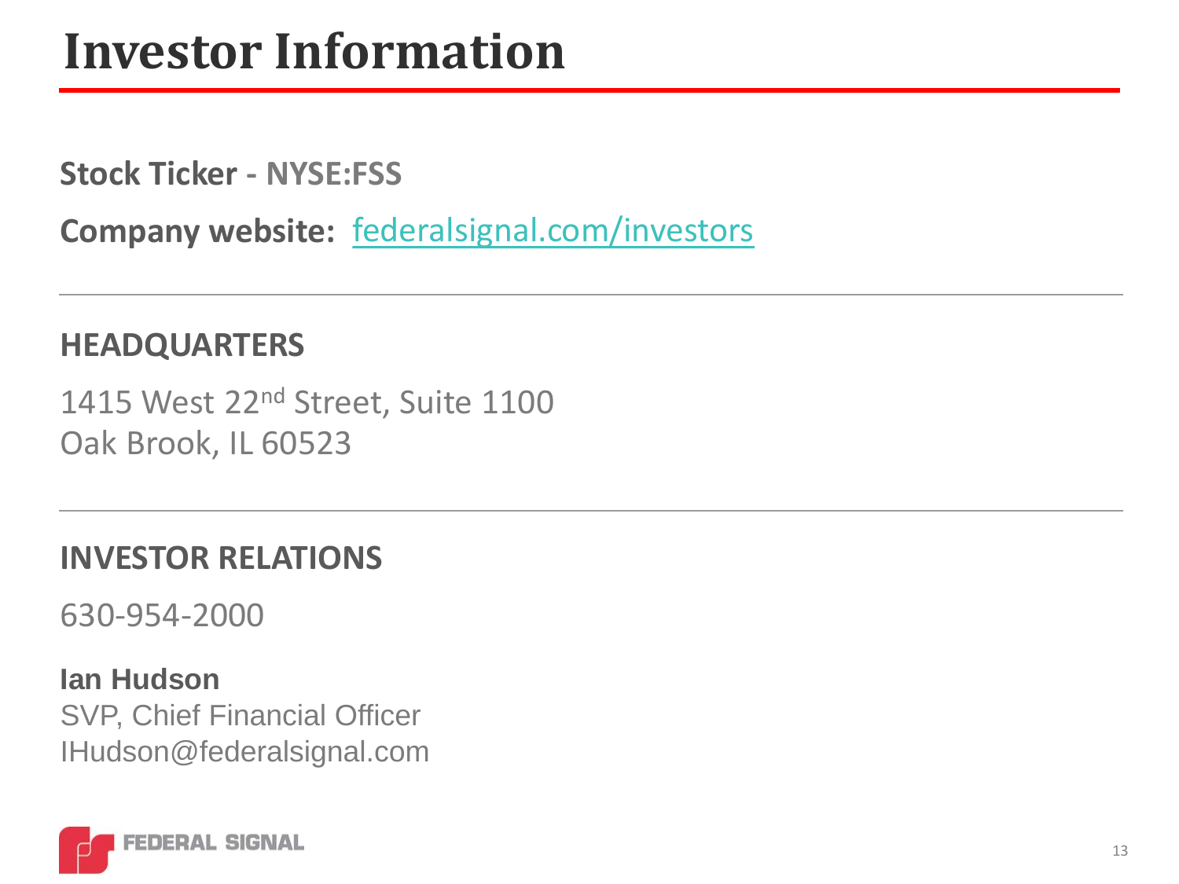# Investor Information

**Stock Ticker - NYSE:FSS**

**Company website:** federalsignal.com/investors

---

## HEADQUARTERS

1415 West 22$^{nd}$ Street, Suite 1100
Oak Brook, IL 60523

---

## INVESTOR RELATIONS

630-954-2000

**Ian Hudson**
SVP, Chief Financial Officer
IHudson@federalsignal.com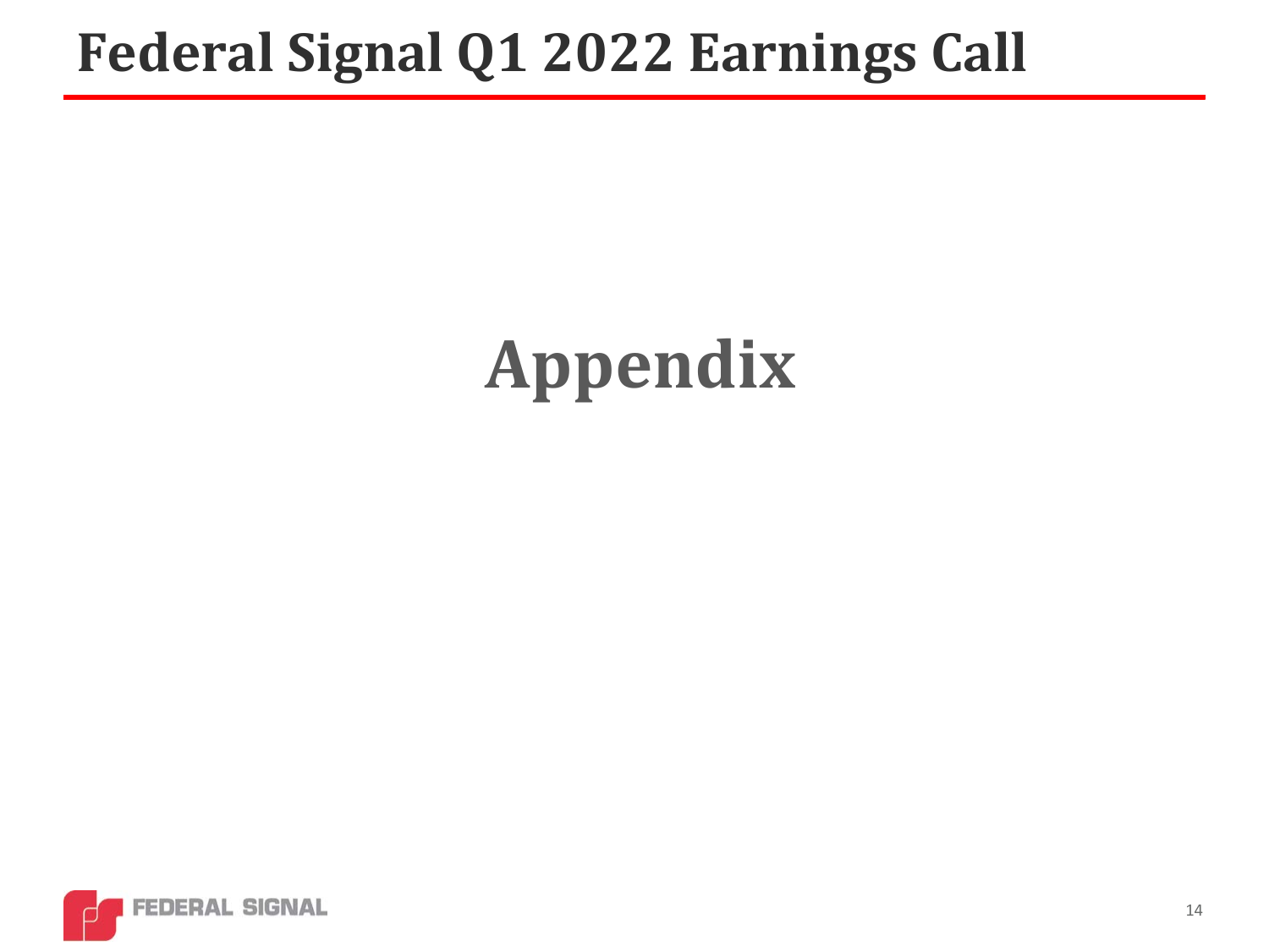# Federal Signal Q1 2022 Earnings Call

## Appendix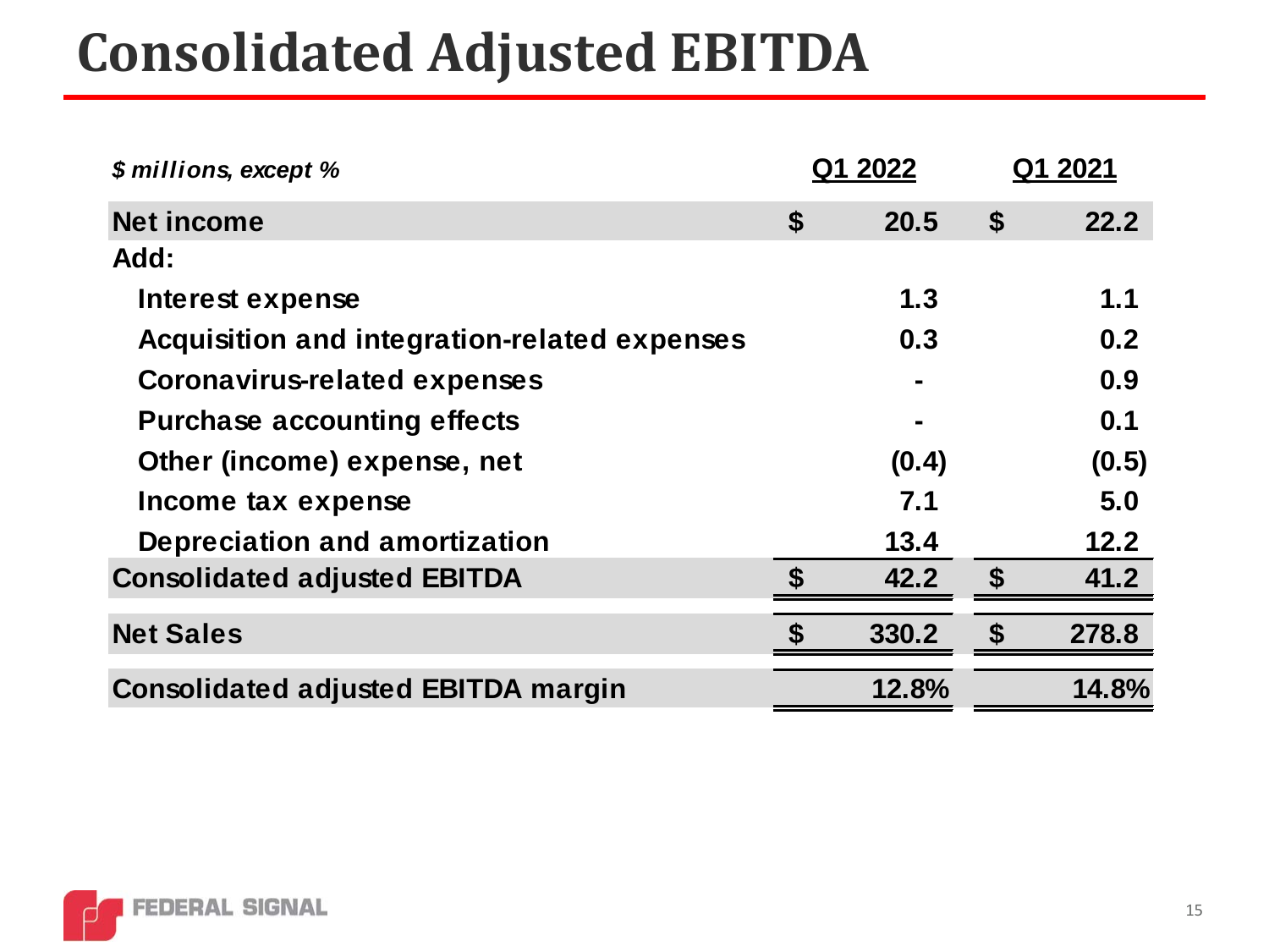# Consolidated Adjusted EBITDA

| *$ millions, except %* | Q1 2022 | Q1 2021 |
|---|---|---|
| **Net income** | $ 20.5 | $ 22.2 |
| **Add:** | | |
| Interest expense | 1.3 | 1.1 |
| Acquisition and integration-related expenses | 0.3 | 0.2 |
| Coronavirus-related expenses | - | 0.9 |
| Purchase accounting effects | - | 0.1 |
| Other (income) expense, net | (0.4) | (0.5) |
| Income tax expense | 7.1 | 5.0 |
| Depreciation and amortization | 13.4 | 12.2 |
| **Consolidated adjusted EBITDA** | $ 42.2 | $ 41.2 |
| **Net Sales** | $ 330.2 | $ 278.8 |
| **Consolidated adjusted EBITDA margin** | 12.8% | 14.8% |

FEDERAL SIGNAL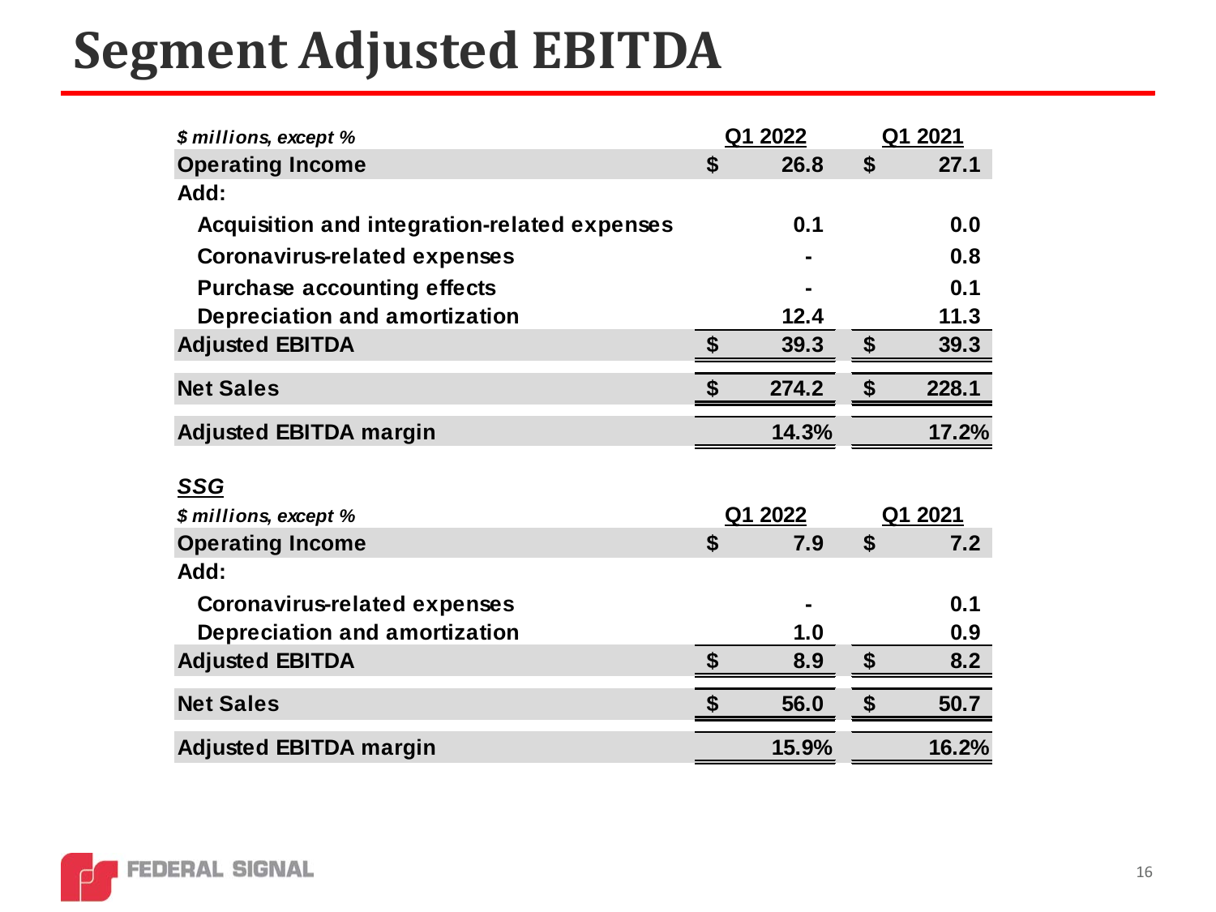# Segment Adjusted EBITDA

| *$ millions, except %* | Q1 2022 | Q1 2021 |
|---|---|---|
| **Operating Income** | $ 26.8 | $ 27.1 |
| **Add:** | | |
| Acquisition and integration-related expenses | 0.1 | 0.0 |
| Coronavirus-related expenses | - | 0.8 |
| Purchase accounting effects | - | 0.1 |
| Depreciation and amortization | 12.4 | 11.3 |
| **Adjusted EBITDA** | $ 39.3 | $ 39.3 |
| **Net Sales** | $ 274.2 | $ 228.1 |
| **Adjusted EBITDA margin** | 14.3% | 17.2% |

***SSG***

| *$ millions, except %* | Q1 2022 | Q1 2021 |
|---|---|---|
| **Operating Income** | $ 7.9 | $ 7.2 |
| **Add:** | | |
| Coronavirus-related expenses | - | 0.1 |
| Depreciation and amortization | 1.0 | 0.9 |
| **Adjusted EBITDA** | $ 8.9 | $ 8.2 |
| **Net Sales** | $ 56.0 | $ 50.7 |
| **Adjusted EBITDA margin** | 15.9% | 16.2% |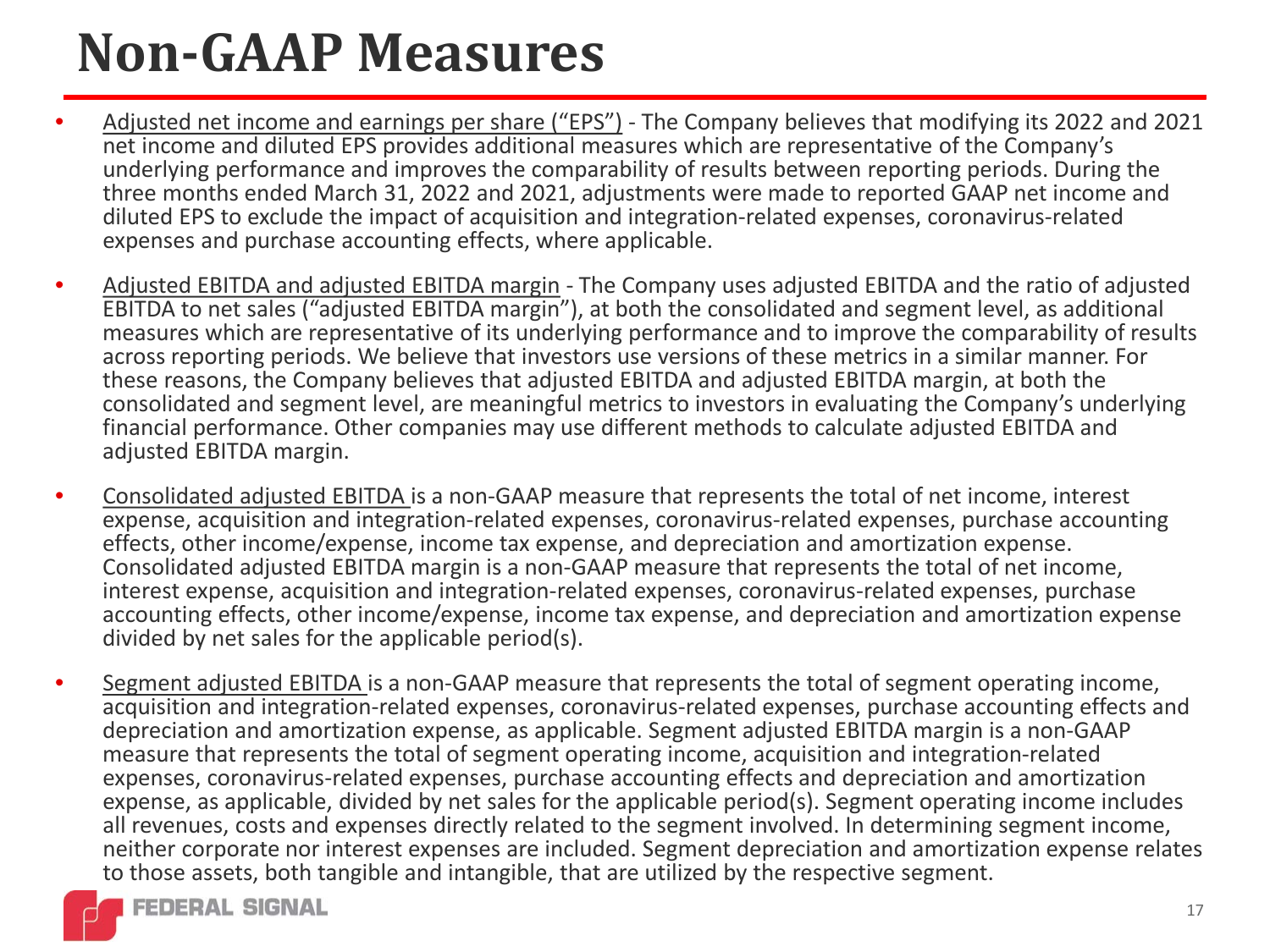# Non-GAAP Measures

- Adjusted net income and earnings per share ("EPS") - The Company believes that modifying its 2022 and 2021 net income and diluted EPS provides additional measures which are representative of the Company's underlying performance and improves the comparability of results between reporting periods. During the three months ended March 31, 2022 and 2021, adjustments were made to reported GAAP net income and diluted EPS to exclude the impact of acquisition and integration-related expenses, coronavirus-related expenses and purchase accounting effects, where applicable.

- Adjusted EBITDA and adjusted EBITDA margin - The Company uses adjusted EBITDA and the ratio of adjusted EBITDA to net sales ("adjusted EBITDA margin"), at both the consolidated and segment level, as additional measures which are representative of its underlying performance and to improve the comparability of results across reporting periods. We believe that investors use versions of these metrics in a similar manner. For these reasons, the Company believes that adjusted EBITDA and adjusted EBITDA margin, at both the consolidated and segment level, are meaningful metrics to investors in evaluating the Company's underlying financial performance. Other companies may use different methods to calculate adjusted EBITDA and adjusted EBITDA margin.

- Consolidated adjusted EBITDA is a non-GAAP measure that represents the total of net income, interest expense, acquisition and integration-related expenses, coronavirus-related expenses, purchase accounting effects, other income/expense, income tax expense, and depreciation and amortization expense. Consolidated adjusted EBITDA margin is a non-GAAP measure that represents the total of net income, interest expense, acquisition and integration-related expenses, coronavirus-related expenses, purchase accounting effects, other income/expense, income tax expense, and depreciation and amortization expense divided by net sales for the applicable period(s).

- Segment adjusted EBITDA is a non-GAAP measure that represents the total of segment operating income, acquisition and integration-related expenses, coronavirus-related expenses, purchase accounting effects and depreciation and amortization expense, as applicable. Segment adjusted EBITDA margin is a non-GAAP measure that represents the total of segment operating income, acquisition and integration-related expenses, coronavirus-related expenses, purchase accounting effects and depreciation and amortization expense, as applicable, divided by net sales for the applicable period(s). Segment operating income includes all revenues, costs and expenses directly related to the segment involved. In determining segment income, neither corporate nor interest expenses are included. Segment depreciation and amortization expense relates to those assets, both tangible and intangible, that are utilized by the respective segment.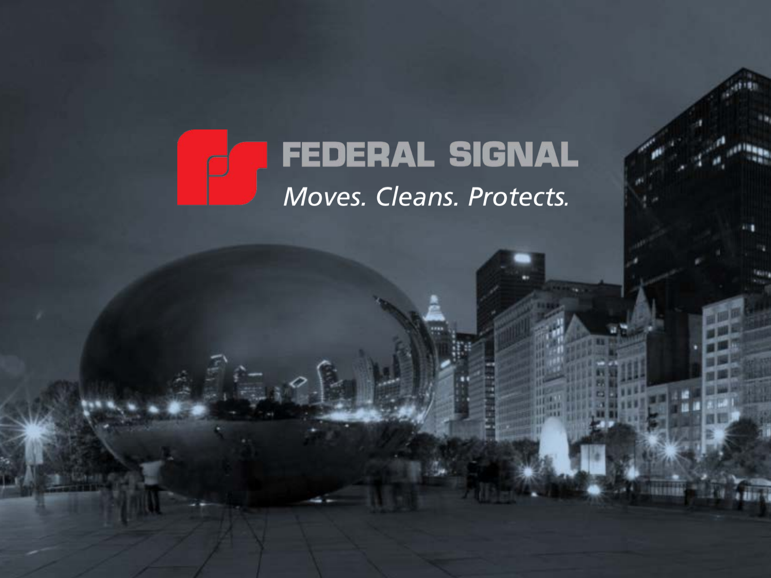FEDERAL SIGNAL

*Moves. Cleans. Protects.*